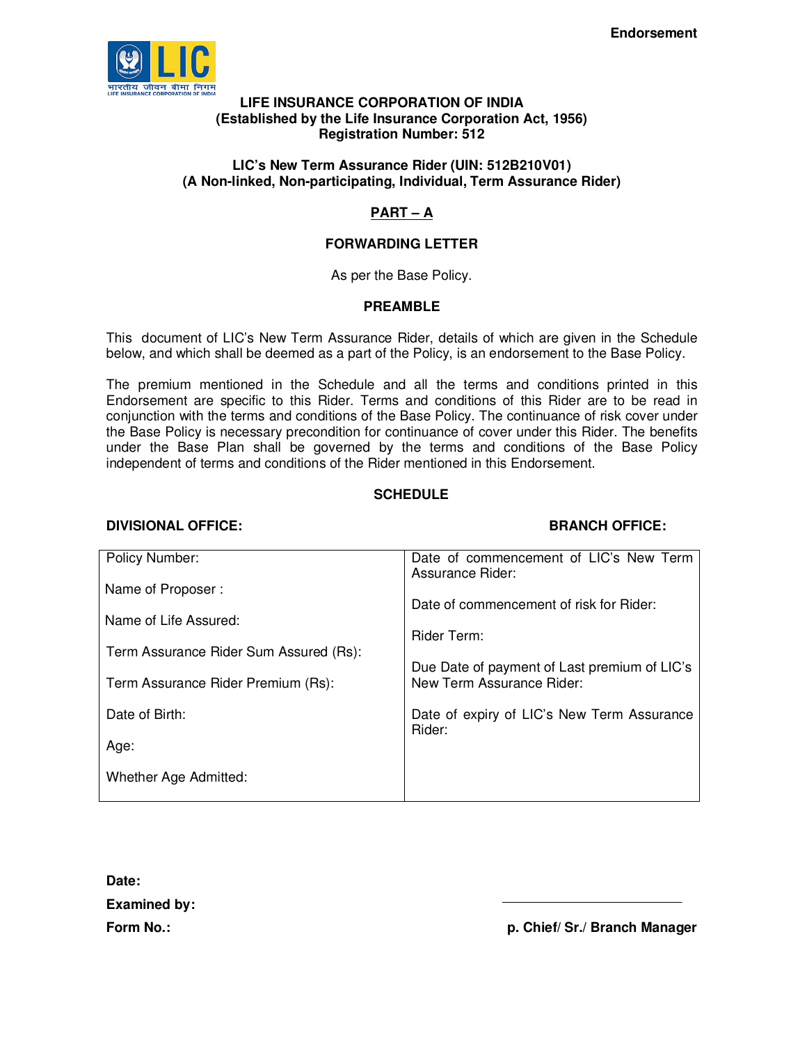**Endorsement**

# LIFE INSURANCE CORPORATION OF INDIA
**(Established by the Life Insurance Corporation Act, 1956)**
**Registration Number: 512**

## LIC's New Term Assurance Rider (UIN: 512B210V01)
**(A Non-linked, Non-participating, Individual, Term Assurance Rider)**

## PART – A

### FORWARDING LETTER

As per the Base Policy.

### PREAMBLE

This document of LIC's New Term Assurance Rider, details of which are given in the Schedule below, and which shall be deemed as a part of the Policy, is an endorsement to the Base Policy.

The premium mentioned in the Schedule and all the terms and conditions printed in this Endorsement are specific to this Rider. Terms and conditions of this Rider are to be read in conjunction with the terms and conditions of the Base Policy. The continuance of risk cover under the Base Policy is necessary precondition for continuance of cover under this Rider. The benefits under the Base Plan shall be governed by the terms and conditions of the Base Policy independent of terms and conditions of the Rider mentioned in this Endorsement.

### SCHEDULE

**DIVISIONAL OFFICE:** **BRANCH OFFICE:**

| | |
|---|---|
| Policy Number: | Date of commencement of LIC's New Term Assurance Rider: |
| Name of Proposer : | Date of commencement of risk for Rider: |
| Name of Life Assured: | Rider Term: |
| Term Assurance Rider Sum Assured (Rs): | Due Date of payment of Last premium of LIC's New Term Assurance Rider: |
| Term Assurance Rider Premium (Rs): | Date of expiry of LIC's New Term Assurance Rider: |
| Date of Birth: | |
| Age: | |
| Whether Age Admitted: | |

**Date:**

**Examined by:**

**Form No.:**

**p. Chief/ Sr./ Branch Manager**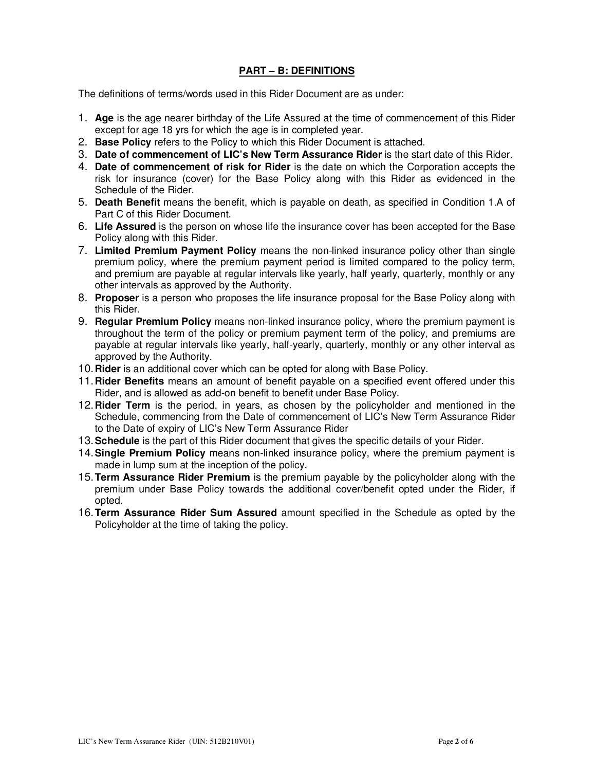## PART – B: DEFINITIONS

The definitions of terms/words used in this Rider Document are as under:

1. **Age** is the age nearer birthday of the Life Assured at the time of commencement of this Rider except for age 18 yrs for which the age is in completed year.
2. **Base Policy** refers to the Policy to which this Rider Document is attached.
3. **Date of commencement of LIC's New Term Assurance Rider** is the start date of this Rider.
4. **Date of commencement of risk for Rider** is the date on which the Corporation accepts the risk for insurance (cover) for the Base Policy along with this Rider as evidenced in the Schedule of the Rider.
5. **Death Benefit** means the benefit, which is payable on death, as specified in Condition 1.A of Part C of this Rider Document.
6. **Life Assured** is the person on whose life the insurance cover has been accepted for the Base Policy along with this Rider.
7. **Limited Premium Payment Policy** means the non-linked insurance policy other than single premium policy, where the premium payment period is limited compared to the policy term, and premium are payable at regular intervals like yearly, half yearly, quarterly, monthly or any other intervals as approved by the Authority.
8. **Proposer** is a person who proposes the life insurance proposal for the Base Policy along with this Rider.
9. **Regular Premium Policy** means non-linked insurance policy, where the premium payment is throughout the term of the policy or premium payment term of the policy, and premiums are payable at regular intervals like yearly, half-yearly, quarterly, monthly or any other interval as approved by the Authority.
10. **Rider** is an additional cover which can be opted for along with Base Policy.
11. **Rider Benefits** means an amount of benefit payable on a specified event offered under this Rider, and is allowed as add-on benefit to benefit under Base Policy.
12. **Rider Term** is the period, in years, as chosen by the policyholder and mentioned in the Schedule, commencing from the Date of commencement of LIC's New Term Assurance Rider to the Date of expiry of LIC's New Term Assurance Rider
13. **Schedule** is the part of this Rider document that gives the specific details of your Rider.
14. **Single Premium Policy** means non-linked insurance policy, where the premium payment is made in lump sum at the inception of the policy.
15. **Term Assurance Rider Premium** is the premium payable by the policyholder along with the premium under Base Policy towards the additional cover/benefit opted under the Rider, if opted.
16. **Term Assurance Rider Sum Assured** amount specified in the Schedule as opted by the Policyholder at the time of taking the policy.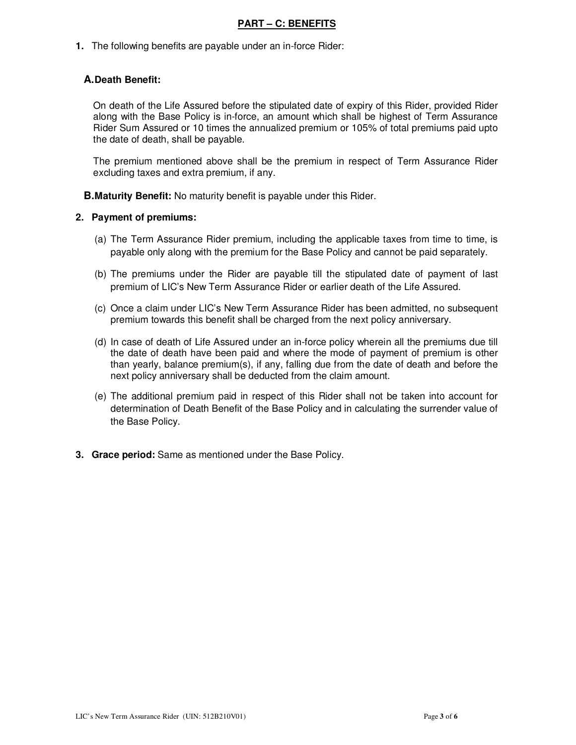## PART – C: BENEFITS

1. The following benefits are payable under an in-force Rider:

### A. Death Benefit:

On death of the Life Assured before the stipulated date of expiry of this Rider, provided Rider along with the Base Policy is in-force, an amount which shall be highest of Term Assurance Rider Sum Assured or 10 times the annualized premium or 105% of total premiums paid upto the date of death, shall be payable.

The premium mentioned above shall be the premium in respect of Term Assurance Rider excluding taxes and extra premium, if any.

**B. Maturity Benefit:** No maturity benefit is payable under this Rider.

2. **Payment of premiums:**

   (a) The Term Assurance Rider premium, including the applicable taxes from time to time, is payable only along with the premium for the Base Policy and cannot be paid separately.

   (b) The premiums under the Rider are payable till the stipulated date of payment of last premium of LIC's New Term Assurance Rider or earlier death of the Life Assured.

   (c) Once a claim under LIC's New Term Assurance Rider has been admitted, no subsequent premium towards this benefit shall be charged from the next policy anniversary.

   (d) In case of death of Life Assured under an in-force policy wherein all the premiums due till the date of death have been paid and where the mode of payment of premium is other than yearly, balance premium(s), if any, falling due from the date of death and before the next policy anniversary shall be deducted from the claim amount.

   (e) The additional premium paid in respect of this Rider shall not be taken into account for determination of Death Benefit of the Base Policy and in calculating the surrender value of the Base Policy.

3. **Grace period:** Same as mentioned under the Base Policy.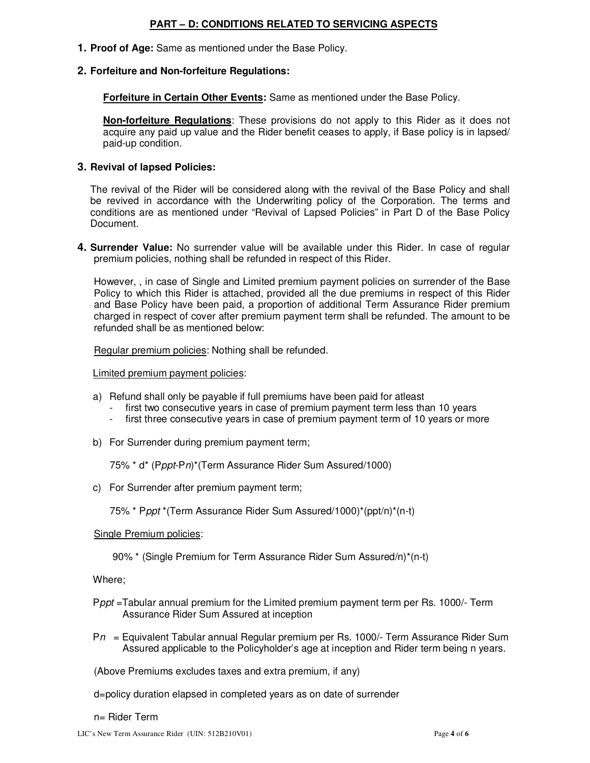## PART – D: CONDITIONS RELATED TO SERVICING ASPECTS

1. **Proof of Age:** Same as mentioned under the Base Policy.

2. **Forfeiture and Non-forfeiture Regulations:**

   **Forfeiture in Certain Other Events:** Same as mentioned under the Base Policy.

   **Non-forfeiture Regulations**: These provisions do not apply to this Rider as it does not acquire any paid up value and the Rider benefit ceases to apply, if Base policy is in lapsed/ paid-up condition.

3. **Revival of lapsed Policies:**

   The revival of the Rider will be considered along with the revival of the Base Policy and shall be revived in accordance with the Underwriting policy of the Corporation. The terms and conditions are as mentioned under "Revival of Lapsed Policies" in Part D of the Base Policy Document.

4. **Surrender Value:** No surrender value will be available under this Rider. In case of regular premium policies, nothing shall be refunded in respect of this Rider.

   However, , in case of Single and Limited premium payment policies on surrender of the Base Policy to which this Rider is attached, provided all the due premiums in respect of this Rider and Base Policy have been paid, a proportion of additional Term Assurance Rider premium charged in respect of cover after premium payment term shall be refunded. The amount to be refunded shall be as mentioned below:

   Regular premium policies: Nothing shall be refunded.

   Limited premium payment policies:

   a) Refund shall only be payable if full premiums have been paid for atleast
      - first two consecutive years in case of premium payment term less than 10 years
      - first three consecutive years in case of premium payment term of 10 years or more

   b) For Surrender during premium payment term;

      75% * d* ($P_{ppt}$-$P_n$)*(Term Assurance Rider Sum Assured/1000)

   c) For Surrender after premium payment term;

      75% * $P_{ppt}$ *(Term Assurance Rider Sum Assured/1000)*(ppt/n)*(n-t)

   Single Premium policies:

   90% * (Single Premium for Term Assurance Rider Sum Assured/n)*(n-t)

   Where;

   $P_{ppt}$ =Tabular annual premium for the Limited premium payment term per Rs. 1000/- Term Assurance Rider Sum Assured at inception

   $P_n$ = Equivalent Tabular annual Regular premium per Rs. 1000/- Term Assurance Rider Sum Assured applicable to the Policyholder's age at inception and Rider term being n years.

   (Above Premiums excludes taxes and extra premium, if any)

   d=policy duration elapsed in completed years as on date of surrender

   n= Rider Term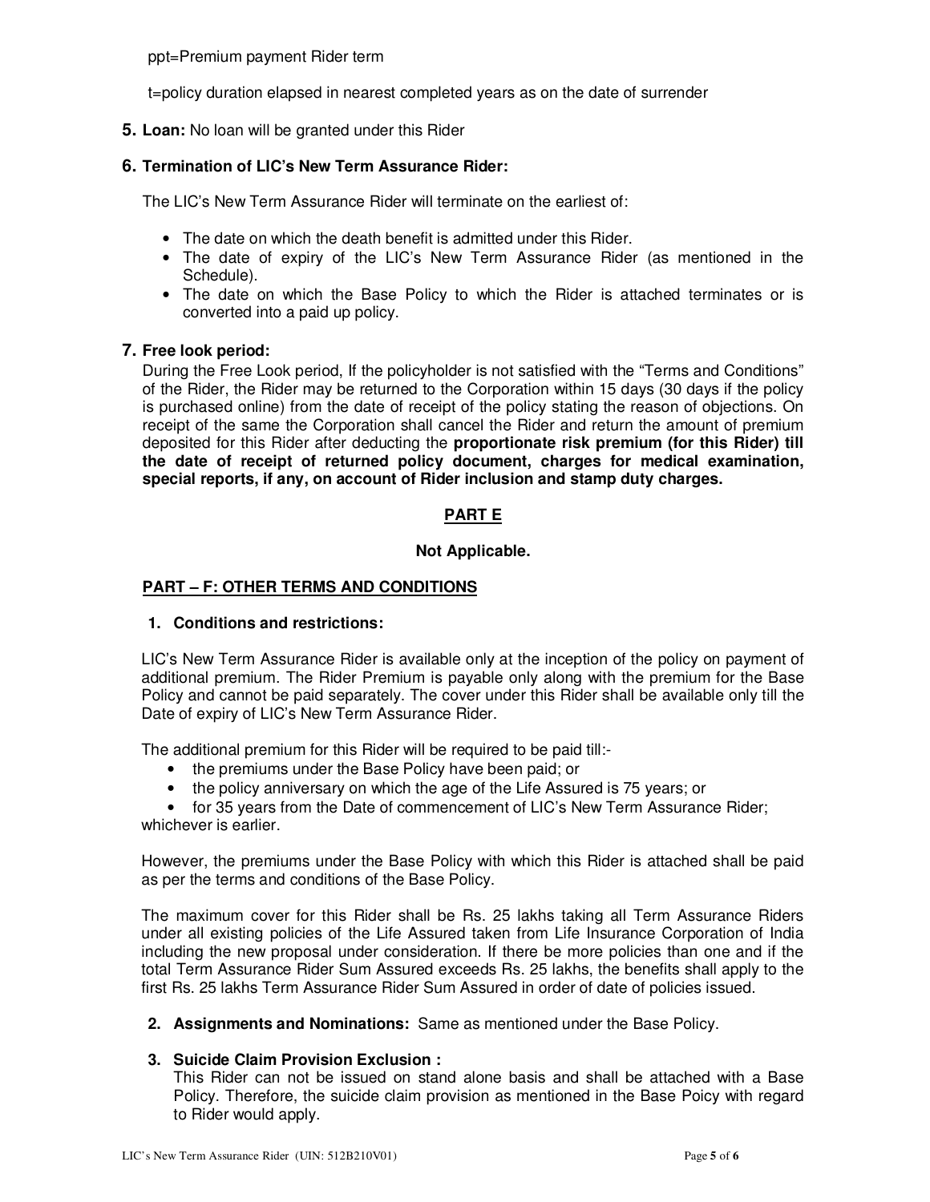ppt=Premium payment Rider term

t=policy duration elapsed in nearest completed years as on the date of surrender

**5. Loan:** No loan will be granted under this Rider

**6. Termination of LIC's New Term Assurance Rider:**

The LIC's New Term Assurance Rider will terminate on the earliest of:

- The date on which the death benefit is admitted under this Rider.
- The date of expiry of the LIC's New Term Assurance Rider (as mentioned in the Schedule).
- The date on which the Base Policy to which the Rider is attached terminates or is converted into a paid up policy.

**7. Free look period:**

During the Free Look period, If the policyholder is not satisfied with the "Terms and Conditions" of the Rider, the Rider may be returned to the Corporation within 15 days (30 days if the policy is purchased online) from the date of receipt of the policy stating the reason of objections. On receipt of the same the Corporation shall cancel the Rider and return the amount of premium deposited for this Rider after deducting the **proportionate risk premium (for this Rider) till the date of receipt of returned policy document, charges for medical examination, special reports, if any, on account of Rider inclusion and stamp duty charges.**

## PART E

**Not Applicable.**

## PART – F: OTHER TERMS AND CONDITIONS

**1. Conditions and restrictions:**

LIC's New Term Assurance Rider is available only at the inception of the policy on payment of additional premium. The Rider Premium is payable only along with the premium for the Base Policy and cannot be paid separately. The cover under this Rider shall be available only till the Date of expiry of LIC's New Term Assurance Rider.

The additional premium for this Rider will be required to be paid till:-

- the premiums under the Base Policy have been paid; or
- the policy anniversary on which the age of the Life Assured is 75 years; or
- for 35 years from the Date of commencement of LIC's New Term Assurance Rider;

whichever is earlier.

However, the premiums under the Base Policy with which this Rider is attached shall be paid as per the terms and conditions of the Base Policy.

The maximum cover for this Rider shall be Rs. 25 lakhs taking all Term Assurance Riders under all existing policies of the Life Assured taken from Life Insurance Corporation of India including the new proposal under consideration. If there be more policies than one and if the total Term Assurance Rider Sum Assured exceeds Rs. 25 lakhs, the benefits shall apply to the first Rs. 25 lakhs Term Assurance Rider Sum Assured in order of date of policies issued.

**2. Assignments and Nominations:** Same as mentioned under the Base Policy.

**3. Suicide Claim Provision Exclusion :**

This Rider can not be issued on stand alone basis and shall be attached with a Base Policy. Therefore, the suicide claim provision as mentioned in the Base Poicy with regard to Rider would apply.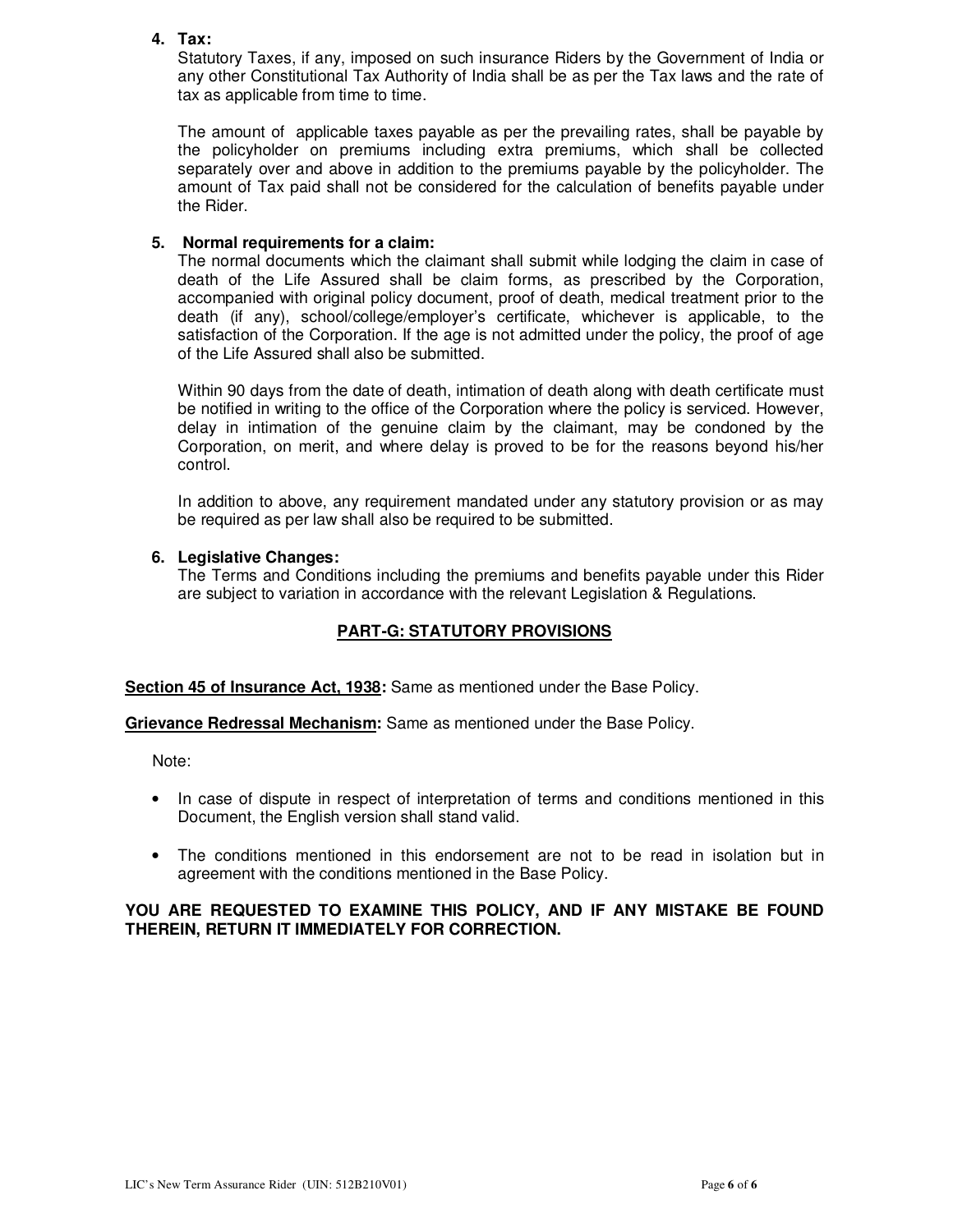4. **Tax:**
   Statutory Taxes, if any, imposed on such insurance Riders by the Government of India or any other Constitutional Tax Authority of India shall be as per the Tax laws and the rate of tax as applicable from time to time.

   The amount of applicable taxes payable as per the prevailing rates, shall be payable by the policyholder on premiums including extra premiums, which shall be collected separately over and above in addition to the premiums payable by the policyholder. The amount of Tax paid shall not be considered for the calculation of benefits payable under the Rider.

5. **Normal requirements for a claim:**
   The normal documents which the claimant shall submit while lodging the claim in case of death of the Life Assured shall be claim forms, as prescribed by the Corporation, accompanied with original policy document, proof of death, medical treatment prior to the death (if any), school/college/employer's certificate, whichever is applicable, to the satisfaction of the Corporation. If the age is not admitted under the policy, the proof of age of the Life Assured shall also be submitted.

   Within 90 days from the date of death, intimation of death along with death certificate must be notified in writing to the office of the Corporation where the policy is serviced. However, delay in intimation of the genuine claim by the claimant, may be condoned by the Corporation, on merit, and where delay is proved to be for the reasons beyond his/her control.

   In addition to above, any requirement mandated under any statutory provision or as may be required as per law shall also be required to be submitted.

6. **Legislative Changes:**
   The Terms and Conditions including the premiums and benefits payable under this Rider are subject to variation in accordance with the relevant Legislation & Regulations.

## PART-G: STATUTORY PROVISIONS

**Section 45 of Insurance Act, 1938:** Same as mentioned under the Base Policy.

**Grievance Redressal Mechanism:** Same as mentioned under the Base Policy.

Note:

- In case of dispute in respect of interpretation of terms and conditions mentioned in this Document, the English version shall stand valid.
- The conditions mentioned in this endorsement are not to be read in isolation but in agreement with the conditions mentioned in the Base Policy.

**YOU ARE REQUESTED TO EXAMINE THIS POLICY, AND IF ANY MISTAKE BE FOUND THEREIN, RETURN IT IMMEDIATELY FOR CORRECTION.**